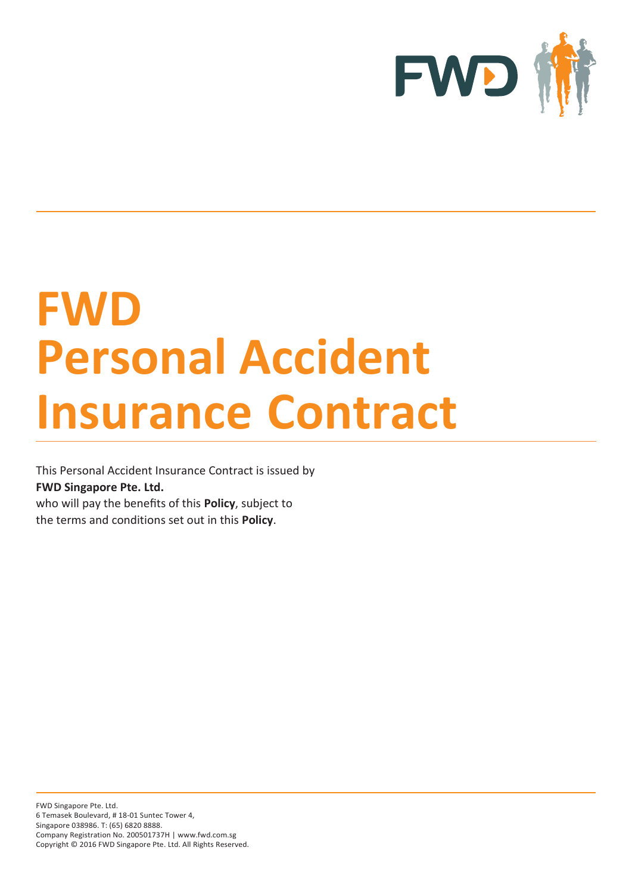# FWD Personal Accident Insurance Contract

This Personal Accident Insurance Contract is issued by
**FWD Singapore Pte. Ltd.**
who will pay the benefits of this **Policy**, subject to the terms and conditions set out in this **Policy**.

FWD Singapore Pte. Ltd.
6 Temasek Boulevard, # 18-01 Suntec Tower 4,
Singapore 038986. T: (65) 6820 8888.
Company Registration No. 200501737H | www.fwd.com.sg
Copyright © 2016 FWD Singapore Pte. Ltd. All Rights Reserved.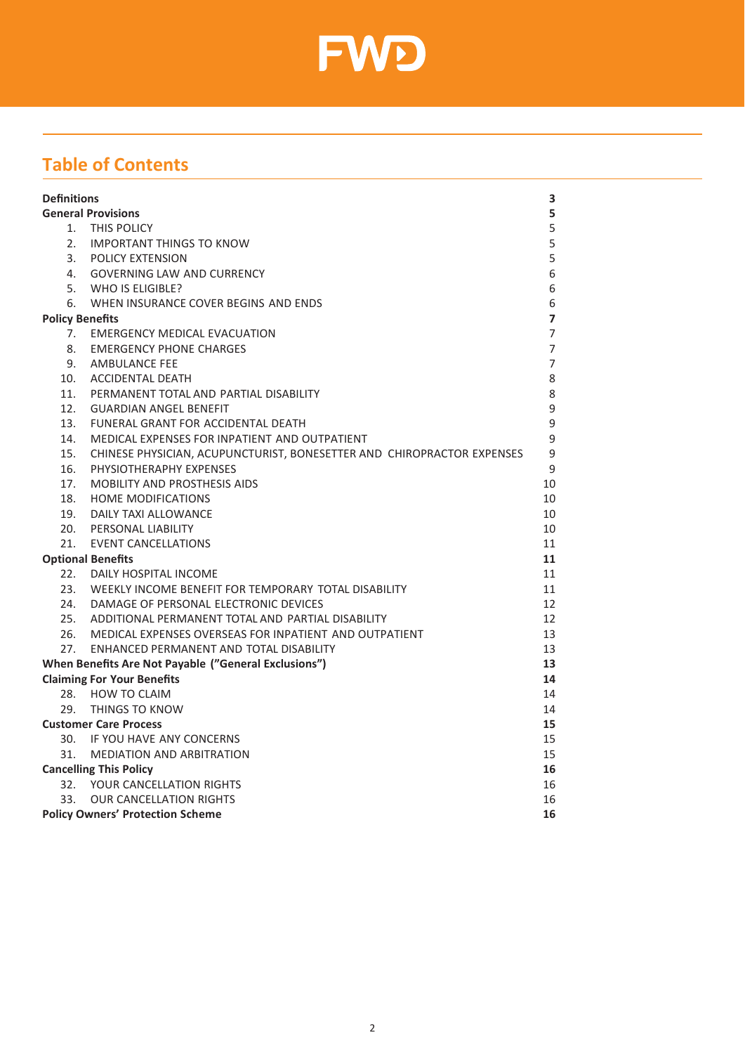FWD

## Table of Contents

| | |
|---|---|
| **Definitions** | **3** |
| **General Provisions** | **5** |
| 1. THIS POLICY | 5 |
| 2. IMPORTANT THINGS TO KNOW | 5 |
| 3. POLICY EXTENSION | 5 |
| 4. GOVERNING LAW AND CURRENCY | 6 |
| 5. WHO IS ELIGIBLE? | 6 |
| 6. WHEN INSURANCE COVER BEGINS AND ENDS | 6 |
| **Policy Benefits** | **7** |
| 7. EMERGENCY MEDICAL EVACUATION | 7 |
| 8. EMERGENCY PHONE CHARGES | 7 |
| 9. AMBULANCE FEE | 7 |
| 10. ACCIDENTAL DEATH | 8 |
| 11. PERMANENT TOTAL AND PARTIAL DISABILITY | 8 |
| 12. GUARDIAN ANGEL BENEFIT | 9 |
| 13. FUNERAL GRANT FOR ACCIDENTAL DEATH | 9 |
| 14. MEDICAL EXPENSES FOR INPATIENT AND OUTPATIENT | 9 |
| 15. CHINESE PHYSICIAN, ACUPUNCTURIST, BONESETTER AND CHIROPRACTOR EXPENSES | 9 |
| 16. PHYSIOTHERAPHY EXPENSES | 9 |
| 17. MOBILITY AND PROSTHESIS AIDS | 10 |
| 18. HOME MODIFICATIONS | 10 |
| 19. DAILY TAXI ALLOWANCE | 10 |
| 20. PERSONAL LIABILITY | 10 |
| 21. EVENT CANCELLATIONS | 11 |
| **Optional Benefits** | **11** |
| 22. DAILY HOSPITAL INCOME | 11 |
| 23. WEEKLY INCOME BENEFIT FOR TEMPORARY TOTAL DISABILITY | 11 |
| 24. DAMAGE OF PERSONAL ELECTRONIC DEVICES | 12 |
| 25. ADDITIONAL PERMANENT TOTAL AND PARTIAL DISABILITY | 12 |
| 26. MEDICAL EXPENSES OVERSEAS FOR INPATIENT AND OUTPATIENT | 13 |
| 27. ENHANCED PERMANENT AND TOTAL DISABILITY | 13 |
| **When Benefits Are Not Payable ("General Exclusions")** | **13** |
| **Claiming For Your Benefits** | **14** |
| 28. HOW TO CLAIM | 14 |
| 29. THINGS TO KNOW | 14 |
| **Customer Care Process** | **15** |
| 30. IF YOU HAVE ANY CONCERNS | 15 |
| 31. MEDIATION AND ARBITRATION | 15 |
| **Cancelling This Policy** | **16** |
| 32. YOUR CANCELLATION RIGHTS | 16 |
| 33. OUR CANCELLATION RIGHTS | 16 |
| **Policy Owners' Protection Scheme** | **16** |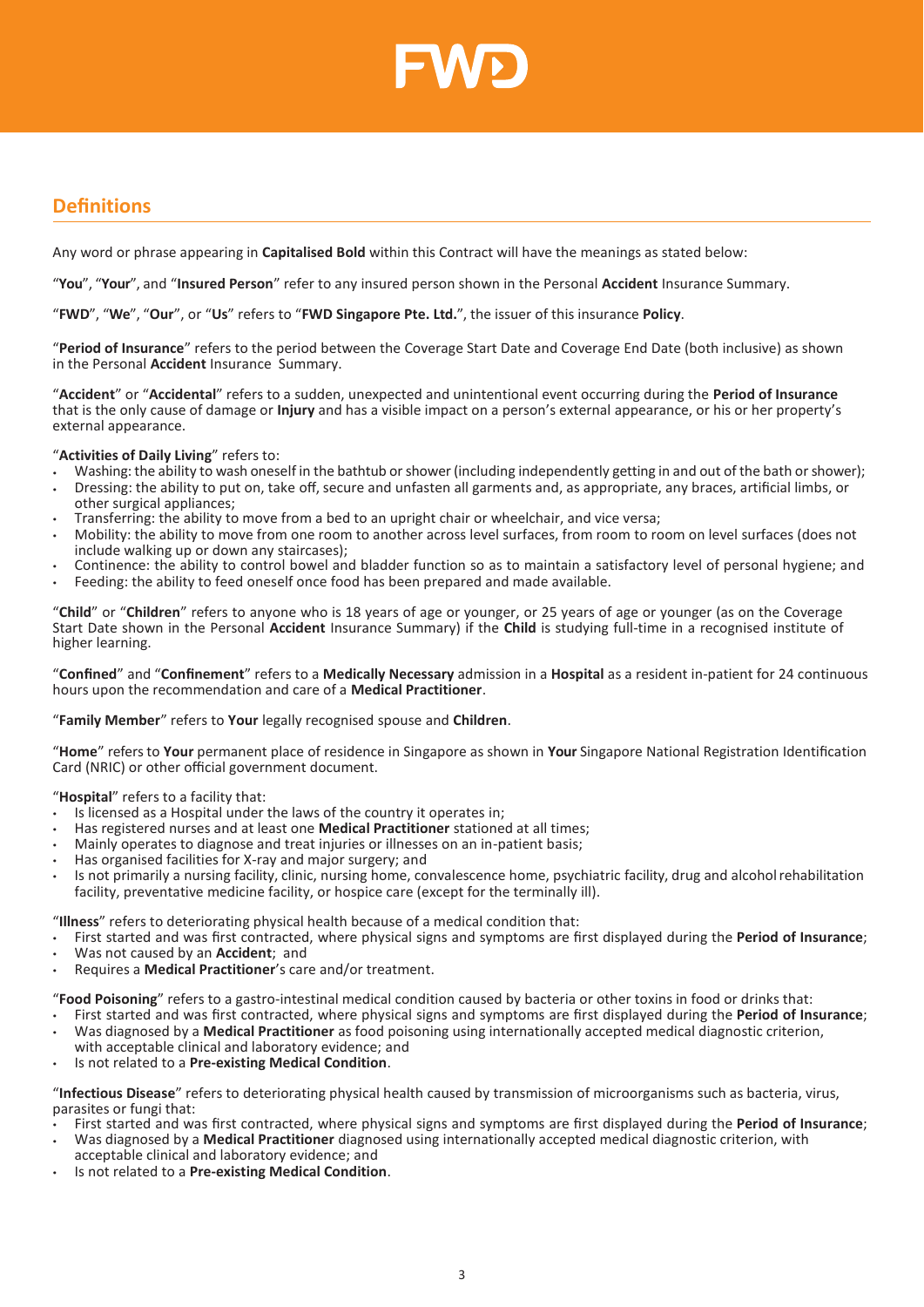## Definitions

Any word or phrase appearing in **Capitalised Bold** within this Contract will have the meanings as stated below:

"**You**", "**Your**", and "**Insured Person**" refer to any insured person shown in the Personal **Accident** Insurance Summary.

"**FWD**", "**We**", "**Our**", or "**Us**" refers to "**FWD Singapore Pte. Ltd.**", the issuer of this insurance **Policy**.

"**Period of Insurance**" refers to the period between the Coverage Start Date and Coverage End Date (both inclusive) as shown in the Personal **Accident** Insurance Summary.

"**Accident**" or "**Accidental**" refers to a sudden, unexpected and unintentional event occurring during the **Period of Insurance** that is the only cause of damage or **Injury** and has a visible impact on a person's external appearance, or his or her property's external appearance.

"**Activities of Daily Living**" refers to:

- Washing: the ability to wash oneself in the bathtub or shower (including independently getting in and out of the bath or shower);
- Dressing: the ability to put on, take off, secure and unfasten all garments and, as appropriate, any braces, artificial limbs, or other surgical appliances;
- Transferring: the ability to move from a bed to an upright chair or wheelchair, and vice versa;
- Mobility: the ability to move from one room to another across level surfaces, from room to room on level surfaces (does not include walking up or down any staircases);
- Continence: the ability to control bowel and bladder function so as to maintain a satisfactory level of personal hygiene; and
- Feeding: the ability to feed oneself once food has been prepared and made available.

"**Child**" or "**Children**" refers to anyone who is 18 years of age or younger, or 25 years of age or younger (as on the Coverage Start Date shown in the Personal **Accident** Insurance Summary) if the **Child** is studying full-time in a recognised institute of higher learning.

"**Confined**" and "**Confinement**" refers to a **Medically Necessary** admission in a **Hospital** as a resident in-patient for 24 continuous hours upon the recommendation and care of a **Medical Practitioner**.

"**Family Member**" refers to **Your** legally recognised spouse and **Children**.

"**Home**" refers to **Your** permanent place of residence in Singapore as shown in **Your** Singapore National Registration Identification Card (NRIC) or other official government document.

"**Hospital**" refers to a facility that:

- Is licensed as a Hospital under the laws of the country it operates in;
- Has registered nurses and at least one **Medical Practitioner** stationed at all times;
- Mainly operates to diagnose and treat injuries or illnesses on an in-patient basis;
- Has organised facilities for X-ray and major surgery; and
- Is not primarily a nursing facility, clinic, nursing home, convalescence home, psychiatric facility, drug and alcohol rehabilitation facility, preventative medicine facility, or hospice care (except for the terminally ill).

"**Illness**" refers to deteriorating physical health because of a medical condition that:

- First started and was first contracted, where physical signs and symptoms are first displayed during the **Period of Insurance**;
- Was not caused by an **Accident**; and
- Requires a **Medical Practitioner**'s care and/or treatment.

"**Food Poisoning**" refers to a gastro-intestinal medical condition caused by bacteria or other toxins in food or drinks that:

- First started and was first contracted, where physical signs and symptoms are first displayed during the **Period of Insurance**;
- Was diagnosed by a **Medical Practitioner** as food poisoning using internationally accepted medical diagnostic criterion, with acceptable clinical and laboratory evidence; and
- Is not related to a **Pre-existing Medical Condition**.

"**Infectious Disease**" refers to deteriorating physical health caused by transmission of microorganisms such as bacteria, virus, parasites or fungi that:

- First started and was first contracted, where physical signs and symptoms are first displayed during the **Period of Insurance**;
- Was diagnosed by a **Medical Practitioner** diagnosed using internationally accepted medical diagnostic criterion, with acceptable clinical and laboratory evidence; and
- Is not related to a **Pre-existing Medical Condition**.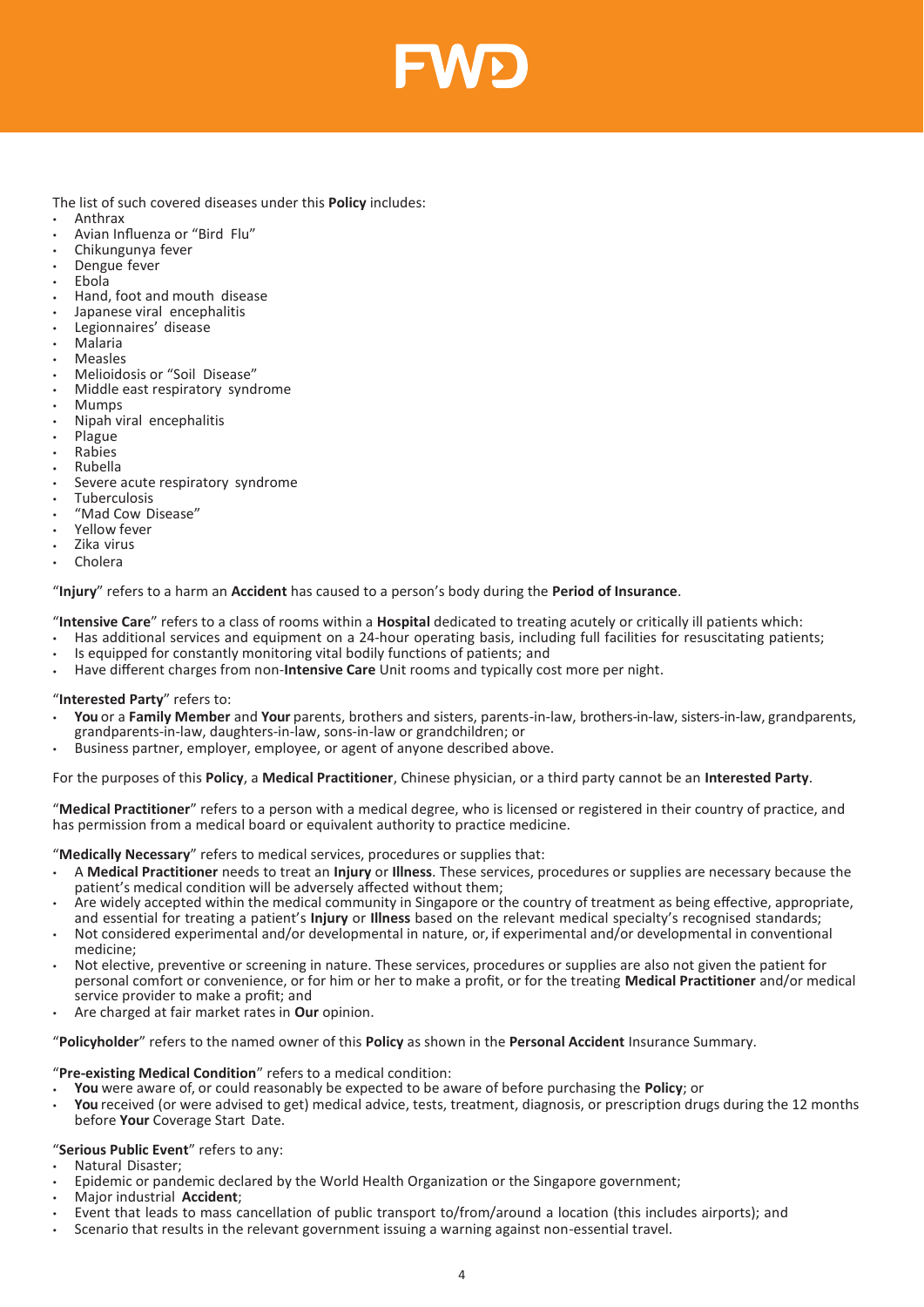The list of such covered diseases under this **Policy** includes:

- Anthrax
- Avian Influenza or “Bird Flu”
- Chikungunya fever
- Dengue fever
- Ebola
- Hand, foot and mouth disease
- Japanese viral encephalitis
- Legionnaires’ disease
- Malaria
- Measles
- Melioidosis or “Soil Disease”
- Middle east respiratory syndrome
- Mumps
- Nipah viral encephalitis
- Plague
- Rabies
- Rubella
- Severe acute respiratory syndrome
- Tuberculosis
- “Mad Cow Disease”
- Yellow fever
- Zika virus
- Cholera

“**Injury**” refers to a harm an **Accident** has caused to a person’s body during the **Period of Insurance**.

“**Intensive Care**” refers to a class of rooms within a **Hospital** dedicated to treating acutely or critically ill patients which:

- Has additional services and equipment on a 24-hour operating basis, including full facilities for resuscitating patients;
- Is equipped for constantly monitoring vital bodily functions of patients; and
- Have different charges from non-**Intensive Care** Unit rooms and typically cost more per night.

“**Interested Party**” refers to:

- **You** or a **Family Member** and **Your** parents, brothers and sisters, parents-in-law, brothers-in-law, sisters-in-law, grandparents, grandparents-in-law, daughters-in-law, sons-in-law or grandchildren; or
- Business partner, employer, employee, or agent of anyone described above.

For the purposes of this **Policy**, a **Medical Practitioner**, Chinese physician, or a third party cannot be an **Interested Party**.

“**Medical Practitioner**” refers to a person with a medical degree, who is licensed or registered in their country of practice, and has permission from a medical board or equivalent authority to practice medicine.

“**Medically Necessary**” refers to medical services, procedures or supplies that:

- A **Medical Practitioner** needs to treat an **Injury** or **Illness**. These services, procedures or supplies are necessary because the patient’s medical condition will be adversely affected without them;
- Are widely accepted within the medical community in Singapore or the country of treatment as being effective, appropriate, and essential for treating a patient’s **Injury** or **Illness** based on the relevant medical specialty’s recognised standards;
- Not considered experimental and/or developmental in nature, or, if experimental and/or developmental in conventional medicine;
- Not elective, preventive or screening in nature. These services, procedures or supplies are also not given the patient for personal comfort or convenience, or for him or her to make a profit, or for the treating **Medical Practitioner** and/or medical service provider to make a profit; and
- Are charged at fair market rates in **Our** opinion.

“**Policyholder**” refers to the named owner of this **Policy** as shown in the **Personal Accident** Insurance Summary.

“**Pre-existing Medical Condition**” refers to a medical condition:

- **You** were aware of, or could reasonably be expected to be aware of before purchasing the **Policy**; or
- **You** received (or were advised to get) medical advice, tests, treatment, diagnosis, or prescription drugs during the 12 months before **Your** Coverage Start Date.

“**Serious Public Event**” refers to any:

- Natural Disaster;
- Epidemic or pandemic declared by the World Health Organization or the Singapore government;
- Major industrial **Accident**;
- Event that leads to mass cancellation of public transport to/from/around a location (this includes airports); and
- Scenario that results in the relevant government issuing a warning against non-essential travel.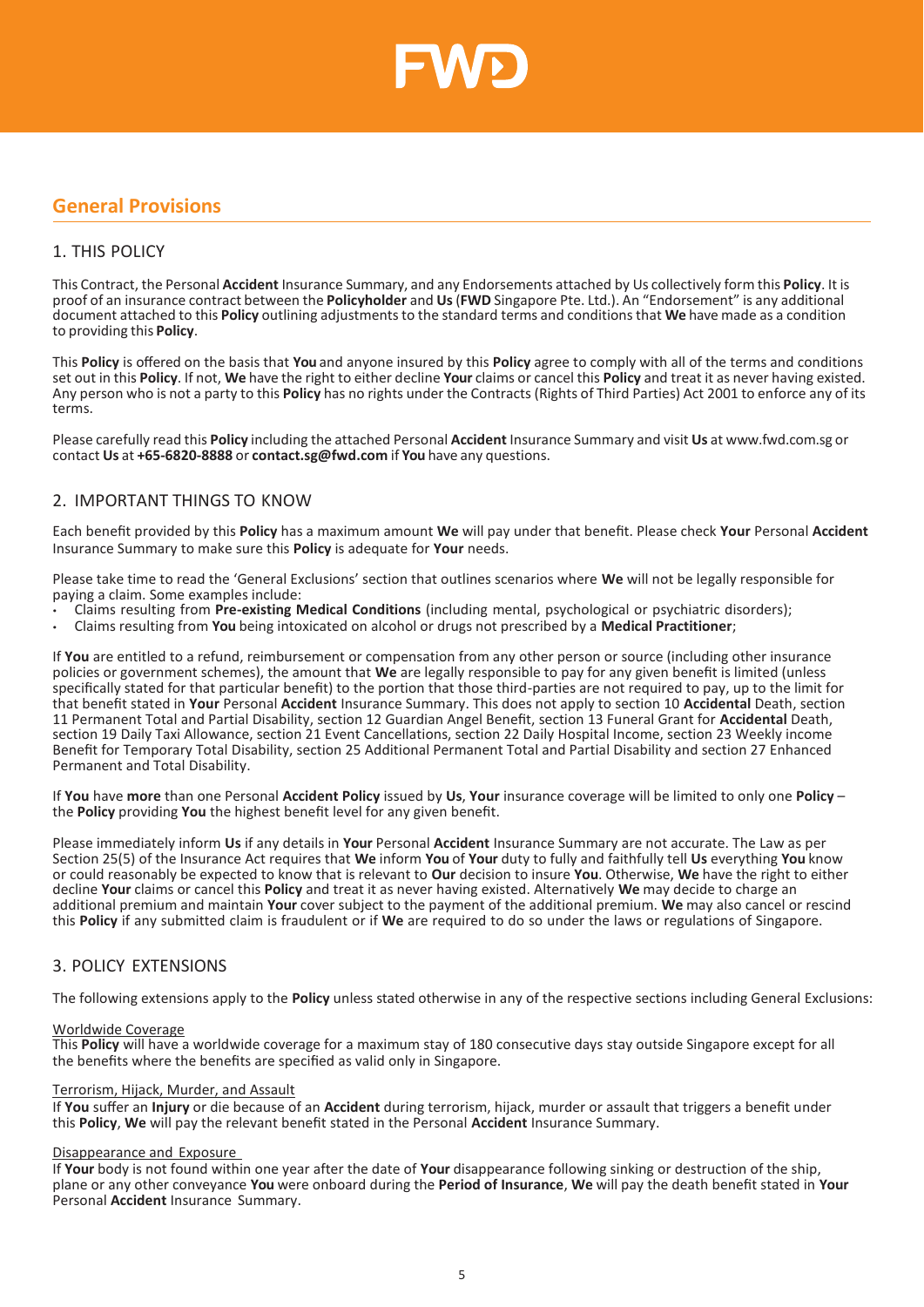## General Provisions

### 1. THIS POLICY

This Contract, the Personal **Accident** Insurance Summary, and any Endorsements attached by Us collectively form this **Policy**. It is proof of an insurance contract between the **Policyholder** and **Us** (**FWD** Singapore Pte. Ltd.). An "Endorsement" is any additional document attached to this **Policy** outlining adjustments to the standard terms and conditions that **We** have made as a condition to providing this **Policy**.

This **Policy** is offered on the basis that **You** and anyone insured by this **Policy** agree to comply with all of the terms and conditions set out in this **Policy**. If not, **We** have the right to either decline **Your** claims or cancel this **Policy** and treat it as never having existed. Any person who is not a party to this **Policy** has no rights under the Contracts (Rights of Third Parties) Act 2001 to enforce any of its terms.

Please carefully read this **Policy** including the attached Personal **Accident** Insurance Summary and visit **Us** at www.fwd.com.sg or contact **Us** at **+65-6820-8888** or **contact.sg@fwd.com** if **You** have any questions.

### 2. IMPORTANT THINGS TO KNOW

Each benefit provided by this **Policy** has a maximum amount **We** will pay under that benefit. Please check **Your** Personal **Accident** Insurance Summary to make sure this **Policy** is adequate for **Your** needs.

Please take time to read the 'General Exclusions' section that outlines scenarios where **We** will not be legally responsible for paying a claim. Some examples include:

- Claims resulting from **Pre-existing Medical Conditions** (including mental, psychological or psychiatric disorders);
- Claims resulting from **You** being intoxicated on alcohol or drugs not prescribed by a **Medical Practitioner**;

If **You** are entitled to a refund, reimbursement or compensation from any other person or source (including other insurance policies or government schemes), the amount that **We** are legally responsible to pay for any given benefit is limited (unless specifically stated for that particular benefit) to the portion that those third-parties are not required to pay, up to the limit for that benefit stated in **Your** Personal **Accident** Insurance Summary. This does not apply to section 10 **Accidental** Death, section 11 Permanent Total and Partial Disability, section 12 Guardian Angel Benefit, section 13 Funeral Grant for **Accidental** Death, section 19 Daily Taxi Allowance, section 21 Event Cancellations, section 22 Daily Hospital Income, section 23 Weekly income Benefit for Temporary Total Disability, section 25 Additional Permanent Total and Partial Disability and section 27 Enhanced Permanent and Total Disability.

If **You** have **more** than one Personal **Accident Policy** issued by **Us**, **Your** insurance coverage will be limited to only one **Policy** – the **Policy** providing **You** the highest benefit level for any given benefit.

Please immediately inform **Us** if any details in **Your** Personal **Accident** Insurance Summary are not accurate. The Law as per Section 25(5) of the Insurance Act requires that **We** inform **You** of **Your** duty to fully and faithfully tell **Us** everything **You** know or could reasonably be expected to know that is relevant to **Our** decision to insure **You**. Otherwise, **We** have the right to either decline **Your** claims or cancel this **Policy** and treat it as never having existed. Alternatively **We** may decide to charge an additional premium and maintain **Your** cover subject to the payment of the additional premium. **We** may also cancel or rescind this **Policy** if any submitted claim is fraudulent or if **We** are required to do so under the laws or regulations of Singapore.

### 3. POLICY EXTENSIONS

The following extensions apply to the **Policy** unless stated otherwise in any of the respective sections including General Exclusions:

<u>Worldwide Coverage</u>
This **Policy** will have a worldwide coverage for a maximum stay of 180 consecutive days stay outside Singapore except for all the benefits where the benefits are specified as valid only in Singapore.

<u>Terrorism, Hijack, Murder, and Assault</u>
If **You** suffer an **Injury** or die because of an **Accident** during terrorism, hijack, murder or assault that triggers a benefit under this **Policy**, **We** will pay the relevant benefit stated in the Personal **Accident** Insurance Summary.

<u>Disappearance and Exposure</u>
If **Your** body is not found within one year after the date of **Your** disappearance following sinking or destruction of the ship, plane or any other conveyance **You** were onboard during the **Period of Insurance**, **We** will pay the death benefit stated in **Your** Personal **Accident** Insurance Summary.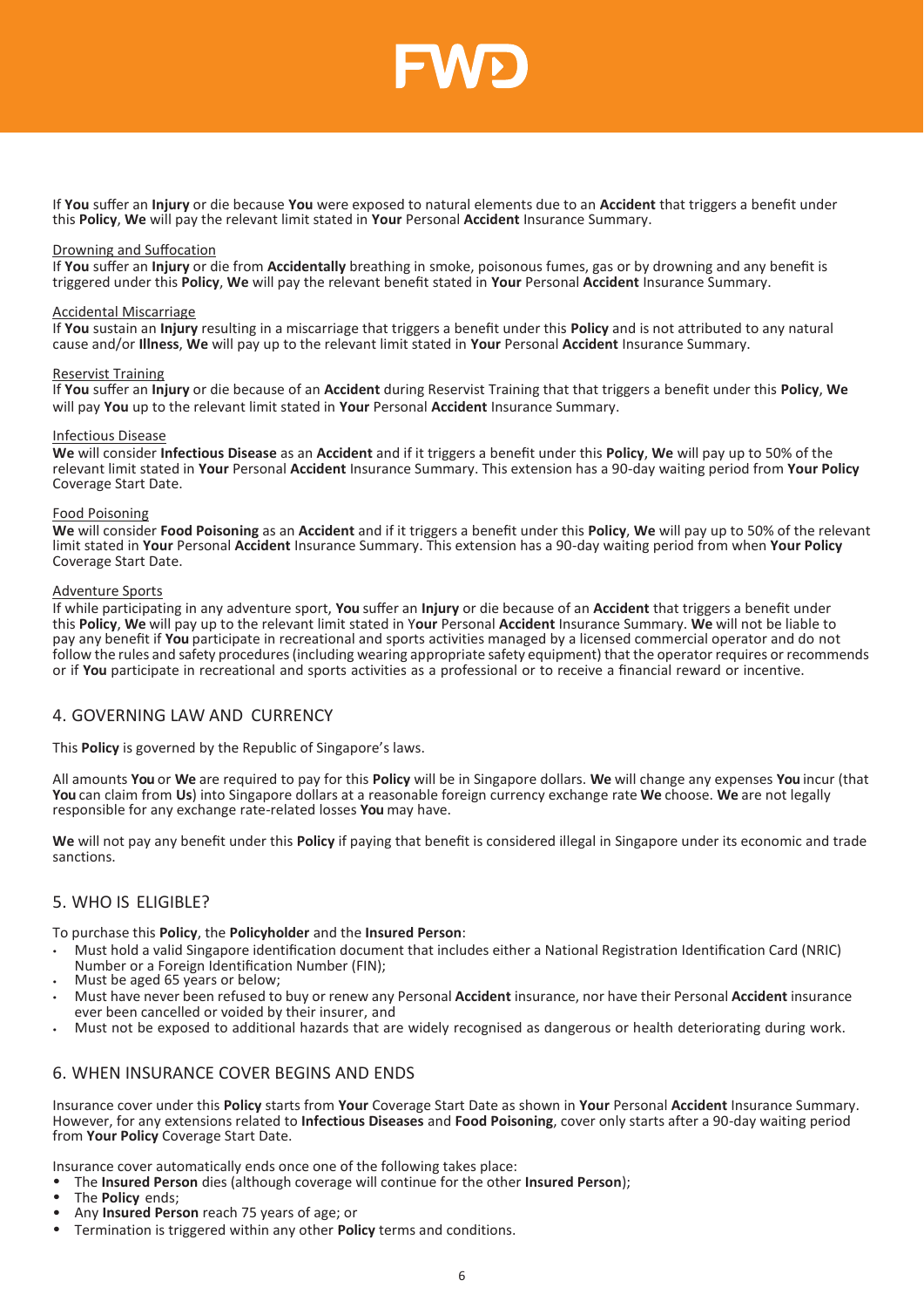If **You** suffer an **Injury** or die because **You** were exposed to natural elements due to an **Accident** that triggers a benefit under this **Policy**, **We** will pay the relevant limit stated in **Your** Personal **Accident** Insurance Summary.

Drowning and Suffocation

If **You** suffer an **Injury** or die from **Accidentally** breathing in smoke, poisonous fumes, gas or by drowning and any benefit is triggered under this **Policy**, **We** will pay the relevant benefit stated in **Your** Personal **Accident** Insurance Summary.

Accidental Miscarriage

If **You** sustain an **Injury** resulting in a miscarriage that triggers a benefit under this **Policy** and is not attributed to any natural cause and/or **Illness**, **We** will pay up to the relevant limit stated in **Your** Personal **Accident** Insurance Summary.

Reservist Training

If **You** suffer an **Injury** or die because of an **Accident** during Reservist Training that that triggers a benefit under this **Policy**, **We** will pay **You** up to the relevant limit stated in **Your** Personal **Accident** Insurance Summary.

Infectious Disease

**We** will consider **Infectious Disease** as an **Accident** and if it triggers a benefit under this **Policy**, **We** will pay up to 50% of the relevant limit stated in **Your** Personal **Accident** Insurance Summary. This extension has a 90-day waiting period from **Your Policy** Coverage Start Date.

Food Poisoning

**We** will consider **Food Poisoning** as an **Accident** and if it triggers a benefit under this **Policy**, **We** will pay up to 50% of the relevant limit stated in **Your** Personal **Accident** Insurance Summary. This extension has a 90-day waiting period from when **Your Policy** Coverage Start Date.

Adventure Sports

If while participating in any adventure sport, **You** suffer an **Injury** or die because of an **Accident** that triggers a benefit under this **Policy**, **We** will pay up to the relevant limit stated in **Your** Personal **Accident** Insurance Summary. **We** will not be liable to pay any benefit if **You** participate in recreational and sports activities managed by a licensed commercial operator and do not follow the rules and safety procedures (including wearing appropriate safety equipment) that the operator requires or recommends or if **You** participate in recreational and sports activities as a professional or to receive a financial reward or incentive.

## 4. GOVERNING LAW AND CURRENCY

This **Policy** is governed by the Republic of Singapore's laws.

All amounts **You** or **We** are required to pay for this **Policy** will be in Singapore dollars. **We** will change any expenses **You** incur (that **You** can claim from **Us**) into Singapore dollars at a reasonable foreign currency exchange rate **We** choose. **We** are not legally responsible for any exchange rate-related losses **You** may have.

**We** will not pay any benefit under this **Policy** if paying that benefit is considered illegal in Singapore under its economic and trade sanctions.

## 5. WHO IS ELIGIBLE?

To purchase this **Policy**, the **Policyholder** and the **Insured Person**:

- Must hold a valid Singapore identification document that includes either a National Registration Identification Card (NRIC) Number or a Foreign Identification Number (FIN);
- Must be aged 65 years or below;
- Must have never been refused to buy or renew any Personal **Accident** insurance, nor have their Personal **Accident** insurance ever been cancelled or voided by their insurer, and
- Must not be exposed to additional hazards that are widely recognised as dangerous or health deteriorating during work.

## 6. WHEN INSURANCE COVER BEGINS AND ENDS

Insurance cover under this **Policy** starts from **Your** Coverage Start Date as shown in **Your** Personal **Accident** Insurance Summary. However, for any extensions related to **Infectious Diseases** and **Food Poisoning**, cover only starts after a 90-day waiting period from **Your Policy** Coverage Start Date.

Insurance cover automatically ends once one of the following takes place:

- The **Insured Person** dies (although coverage will continue for the other **Insured Person**);
- The **Policy** ends;
- Any **Insured Person** reach 75 years of age; or
- Termination is triggered within any other **Policy** terms and conditions.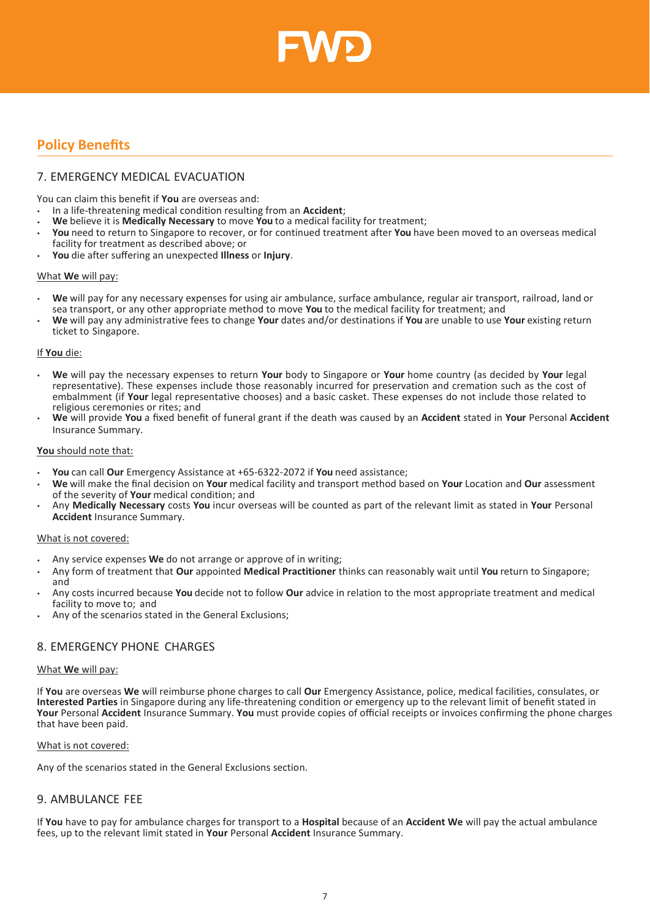## Policy Benefits

### 7. EMERGENCY MEDICAL EVACUATION

You can claim this benefit if **You** are overseas and:

- In a life-threatening medical condition resulting from an **Accident**;
- **We** believe it is **Medically Necessary** to move **You** to a medical facility for treatment;
- **You** need to return to Singapore to recover, or for continued treatment after **You** have been moved to an overseas medical facility for treatment as described above; or
- **You** die after suffering an unexpected **Illness** or **Injury**.

What **We** will pay:

- **We** will pay for any necessary expenses for using air ambulance, surface ambulance, regular air transport, railroad, land or sea transport, or any other appropriate method to move **You** to the medical facility for treatment; and
- **We** will pay any administrative fees to change **Your** dates and/or destinations if **You** are unable to use **Your** existing return ticket to Singapore.

If **You** die:

- **We** will pay the necessary expenses to return **Your** body to Singapore or **Your** home country (as decided by **Your** legal representative). These expenses include those reasonably incurred for preservation and cremation such as the cost of embalmment (if **Your** legal representative chooses) and a basic casket. These expenses do not include those related to religious ceremonies or rites; and
- **We** will provide **You** a fixed benefit of funeral grant if the death was caused by an **Accident** stated in **Your** Personal **Accident** Insurance Summary.

**You** should note that:

- **You** can call **Our** Emergency Assistance at +65-6322-2072 if **You** need assistance;
- **We** will make the final decision on **Your** medical facility and transport method based on **Your** Location and **Our** assessment of the severity of **Your** medical condition; and
- Any **Medically Necessary** costs **You** incur overseas will be counted as part of the relevant limit as stated in **Your** Personal **Accident** Insurance Summary.

What is not covered:

- Any service expenses **We** do not arrange or approve of in writing;
- Any form of treatment that **Our** appointed **Medical Practitioner** thinks can reasonably wait until **You** return to Singapore; and
- Any costs incurred because **You** decide not to follow **Our** advice in relation to the most appropriate treatment and medical facility to move to; and
- Any of the scenarios stated in the General Exclusions;

### 8. EMERGENCY PHONE CHARGES

What **We** will pay:

If **You** are overseas **We** will reimburse phone charges to call **Our** Emergency Assistance, police, medical facilities, consulates, or **Interested Parties** in Singapore during any life-threatening condition or emergency up to the relevant limit of benefit stated in **Your** Personal **Accident** Insurance Summary. **You** must provide copies of official receipts or invoices confirming the phone charges that have been paid.

What is not covered:

Any of the scenarios stated in the General Exclusions section.

### 9. AMBULANCE FEE

If **You** have to pay for ambulance charges for transport to a **Hospital** because of an **Accident** **We** will pay the actual ambulance fees, up to the relevant limit stated in **Your** Personal **Accident** Insurance Summary.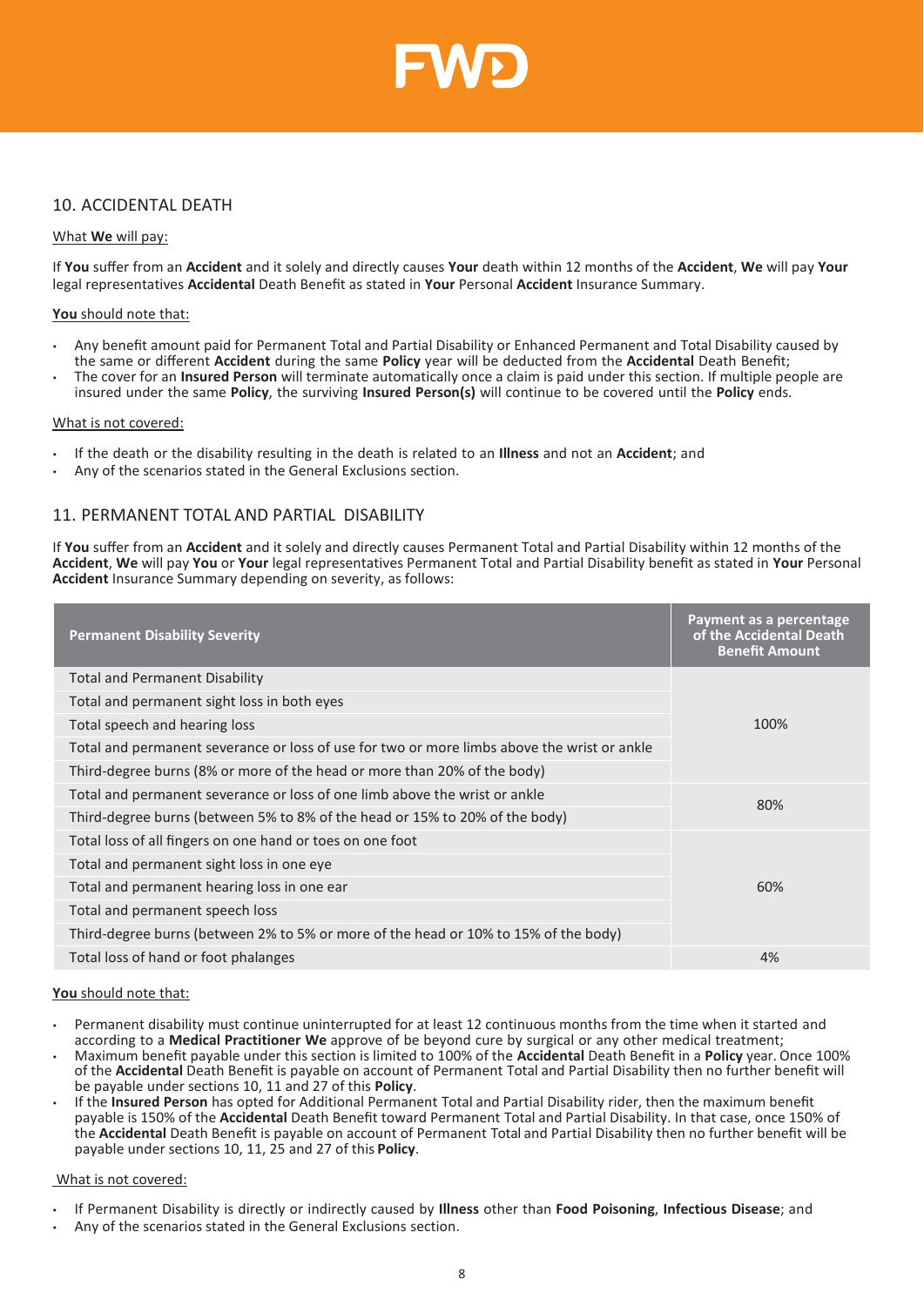## 10. ACCIDENTAL DEATH

What **We** will pay:

If **You** suffer from an **Accident** and it solely and directly causes **Your** death within 12 months of the **Accident**, **We** will pay **Your** legal representatives **Accidental** Death Benefit as stated in **Your** Personal **Accident** Insurance Summary.

**You** should note that:

- Any benefit amount paid for Permanent Total and Partial Disability or Enhanced Permanent and Total Disability caused by the same or different **Accident** during the same **Policy** year will be deducted from the **Accidental** Death Benefit;
- The cover for an **Insured Person** will terminate automatically once a claim is paid under this section. If multiple people are insured under the same **Policy**, the surviving **Insured Person(s)** will continue to be covered until the **Policy** ends.

What is not covered:

- If the death or the disability resulting in the death is related to an **Illness** and not an **Accident**; and
- Any of the scenarios stated in the General Exclusions section.

## 11. PERMANENT TOTAL AND PARTIAL DISABILITY

If **You** suffer from an **Accident** and it solely and directly causes Permanent Total and Partial Disability within 12 months of the **Accident**, **We** will pay **You** or **Your** legal representatives Permanent Total and Partial Disability benefit as stated in **Your** Personal **Accident** Insurance Summary depending on severity, as follows:

| Permanent Disability Severity | Payment as a percentage of the Accidental Death Benefit Amount |
|---|---|
| Total and Permanent Disability | 100% |
| Total and permanent sight loss in both eyes | |
| Total speech and hearing loss | |
| Total and permanent severance or loss of use for two or more limbs above the wrist or ankle | |
| Third-degree burns (8% or more of the head or more than 20% of the body) | |
| Total and permanent severance or loss of use of one limb above the wrist or ankle | 80% |
| Third-degree burns (between 5% to 8% of the head or 15% to 20% of the body) | |
| Total loss of all fingers on one hand or toes on one foot | 60% |
| Total and permanent sight loss in one eye | |
| Total and permanent hearing loss in one ear | |
| Total and permanent speech loss | |
| Third-degree burns (between 2% to 5% or more of the head or 10% to 15% of the body) | |
| Total loss of hand or foot phalanges | 4% |

**You** should note that:

- Permanent disability must continue uninterrupted for at least 12 continuous months from the time when it started and according to a **Medical Practitioner We** approve of be beyond cure by surgical or any other medical treatment;
- Maximum benefit payable under this section is limited to 100% of the **Accidental** Death Benefit in a **Policy** year. Once 100% of the **Accidental** Death Benefit is payable on account of Permanent Total and Partial Disability then no further benefit will be payable under sections 10, 11 and 27 of this **Policy**.
- If the **Insured Person** has opted for Additional Permanent Total and Partial Disability rider, then the maximum benefit payable is 150% of the **Accidental** Death Benefit toward Permanent Total and Partial Disability. In that case, once 150% of the **Accidental** Death Benefit is payable on account of Permanent Total and Partial Disability then no further benefit will be payable under sections 10, 11, 25 and 27 of this **Policy**.

What is not covered:

- If Permanent Disability is directly or indirectly caused by **Illness** other than **Food Poisoning**, **Infectious Disease**; and
- Any of the scenarios stated in the General Exclusions section.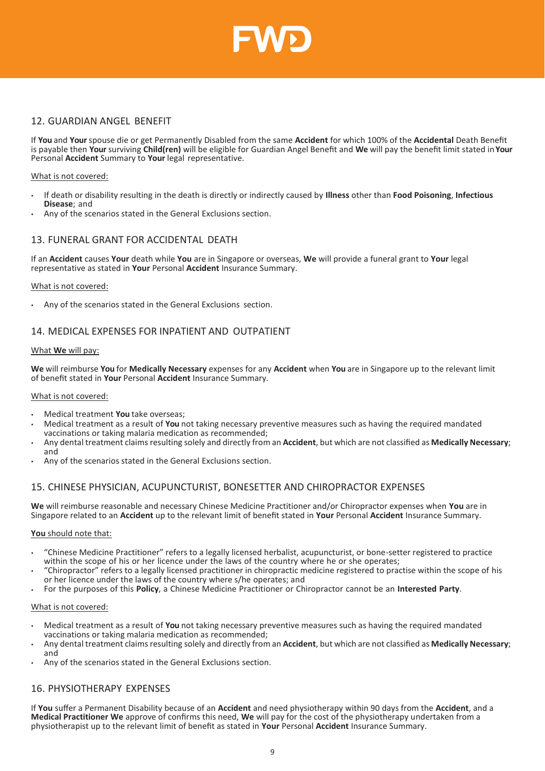## 12. GUARDIAN ANGEL BENEFIT

If **You** and **Your** spouse die or get Permanently Disabled from the same **Accident** for which 100% of the **Accidental** Death Benefit is payable then **Your** surviving **Child(ren)** will be eligible for Guardian Angel Benefit and **We** will pay the benefit limit stated in **Your** Personal **Accident** Summary to **Your** legal representative.

<u>What is not covered:</u>

- If death or disability resulting in the death is directly or indirectly caused by **Illness** other than **Food Poisoning**, **Infectious Disease**; and
- Any of the scenarios stated in the General Exclusions section.

## 13. FUNERAL GRANT FOR ACCIDENTAL DEATH

If an **Accident** causes **Your** death while **You** are in Singapore or overseas, **We** will provide a funeral grant to **Your** legal representative as stated in **Your** Personal **Accident** Insurance Summary.

<u>What is not covered:</u>

- Any of the scenarios stated in the General Exclusions section.

## 14. MEDICAL EXPENSES FOR INPATIENT AND OUTPATIENT

<u>What **We** will pay:</u>

**We** will reimburse **You** for **Medically Necessary** expenses for any **Accident** when **You** are in Singapore up to the relevant limit of benefit stated in **Your** Personal **Accident** Insurance Summary.

<u>What is not covered:</u>

- Medical treatment **You** take overseas;
- Medical treatment as a result of **You** not taking necessary preventive measures such as having the required mandated vaccinations or taking malaria medication as recommended;
- Any dental treatment claims resulting solely and directly from an **Accident**, but which are not classified as **Medically Necessary**; and
- Any of the scenarios stated in the General Exclusions section.

## 15. CHINESE PHYSICIAN, ACUPUNCTURIST, BONESETTER AND CHIROPRACTOR EXPENSES

**We** will reimburse reasonable and necessary Chinese Medicine Practitioner and/or Chiropractor expenses when **You** are in Singapore related to an **Accident** up to the relevant limit of benefit stated in **Your** Personal **Accident** Insurance Summary.

<u>**You** should note that:</u>

- "Chinese Medicine Practitioner" refers to a legally licensed herbalist, acupuncturist, or bone-setter registered to practice within the scope of his or her licence under the laws of the country where he or she operates;
- "Chiropractor" refers to a legally licensed practitioner in chiropractic medicine registered to practise within the scope of his or her licence under the laws of the country where s/he operates; and
- For the purposes of this **Policy**, a Chinese Medicine Practitioner or Chiropractor cannot be an **Interested Party**.

<u>What is not covered:</u>

- Medical treatment as a result of **You** not taking necessary preventive measures such as having the required mandated vaccinations or taking malaria medication as recommended;
- Any dental treatment claims resulting solely and directly from an **Accident**, but which are not classified as **Medically Necessary**; and
- Any of the scenarios stated in the General Exclusions section.

## 16. PHYSIOTHERAPY EXPENSES

If **You** suffer a Permanent Disability because of an **Accident** and need physiotherapy within 90 days from the **Accident**, and a **Medical Practitioner We** approve of confirms this need, **We** will pay for the cost of the physiotherapy undertaken from a physiotherapist up to the relevant limit of benefit as stated in **Your** Personal **Accident** Insurance Summary.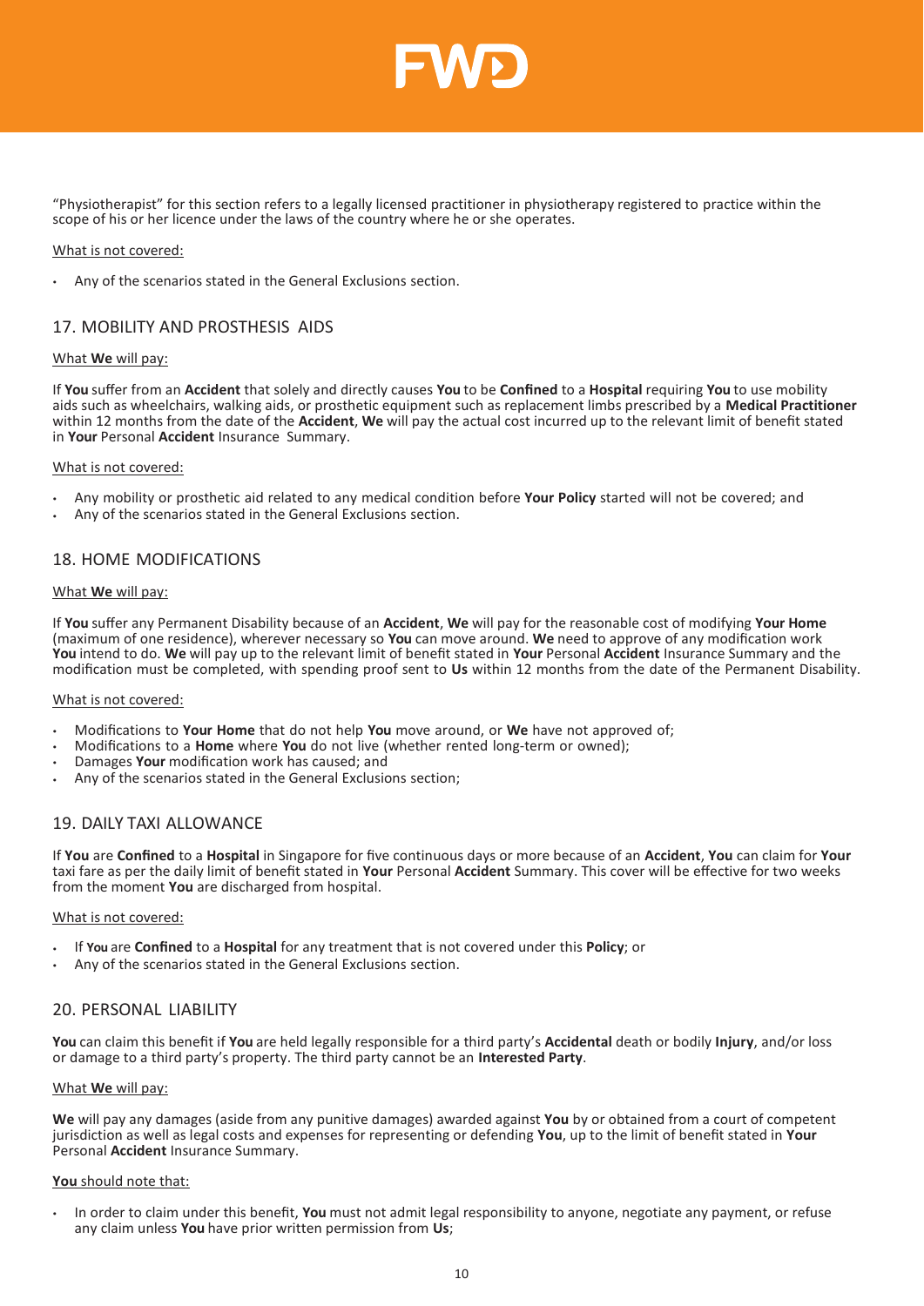"Physiotherapist" for this section refers to a legally licensed practitioner in physiotherapy registered to practice within the scope of his or her licence under the laws of the country where he or she operates.

What is not covered:

- Any of the scenarios stated in the General Exclusions section.

## 17. MOBILITY AND PROSTHESIS AIDS

What **We** will pay:

If **You** suffer from an **Accident** that solely and directly causes **You** to be **Confined** to a **Hospital** requiring **You** to use mobility aids such as wheelchairs, walking aids, or prosthetic equipment such as replacement limbs prescribed by a **Medical Practitioner** within 12 months from the date of the **Accident**, **We** will pay the actual cost incurred up to the relevant limit of benefit stated in **Your** Personal **Accident** Insurance Summary.

What is not covered:

- Any mobility or prosthetic aid related to any medical condition before **Your Policy** started will not be covered; and
- Any of the scenarios stated in the General Exclusions section.

## 18. HOME MODIFICATIONS

What **We** will pay:

If **You** suffer any Permanent Disability because of an **Accident**, **We** will pay for the reasonable cost of modifying **Your Home** (maximum of one residence), wherever necessary so **You** can move around. **We** need to approve of any modification work **You** intend to do. **We** will pay up to the relevant limit of benefit stated in **Your** Personal **Accident** Insurance Summary and the modification must be completed, with spending proof sent to **Us** within 12 months from the date of the Permanent Disability.

What is not covered:

- Modifications to **Your Home** that do not help **You** move around, or **We** have not approved of;
- Modifications to a **Home** where **You** do not live (whether rented long-term or owned);
- Damages **Your** modification work has caused; and
- Any of the scenarios stated in the General Exclusions section;

## 19. DAILY TAXI ALLOWANCE

If **You** are **Confined** to a **Hospital** in Singapore for five continuous days or more because of an **Accident**, **You** can claim for **Your** taxi fare as per the daily limit of benefit stated in **Your** Personal **Accident** Summary. This cover will be effective for two weeks from the moment **You** are discharged from hospital.

What is not covered:

- If **You** are **Confined** to a **Hospital** for any treatment that is not covered under this **Policy**; or
- Any of the scenarios stated in the General Exclusions section.

## 20. PERSONAL LIABILITY

**You** can claim this benefit if **You** are held legally responsible for a third party's **Accidental** death or bodily **Injury**, and/or loss or damage to a third party's property. The third party cannot be an **Interested Party**.

What **We** will pay:

**We** will pay any damages (aside from any punitive damages) awarded against **You** by or obtained from a court of competent jurisdiction as well as legal costs and expenses for representing or defending **You**, up to the limit of benefit stated in **Your** Personal **Accident** Insurance Summary.

**You** should note that:

- In order to claim under this benefit, **You** must not admit legal responsibility to anyone, negotiate any payment, or refuse any claim unless **You** have prior written permission from **Us**;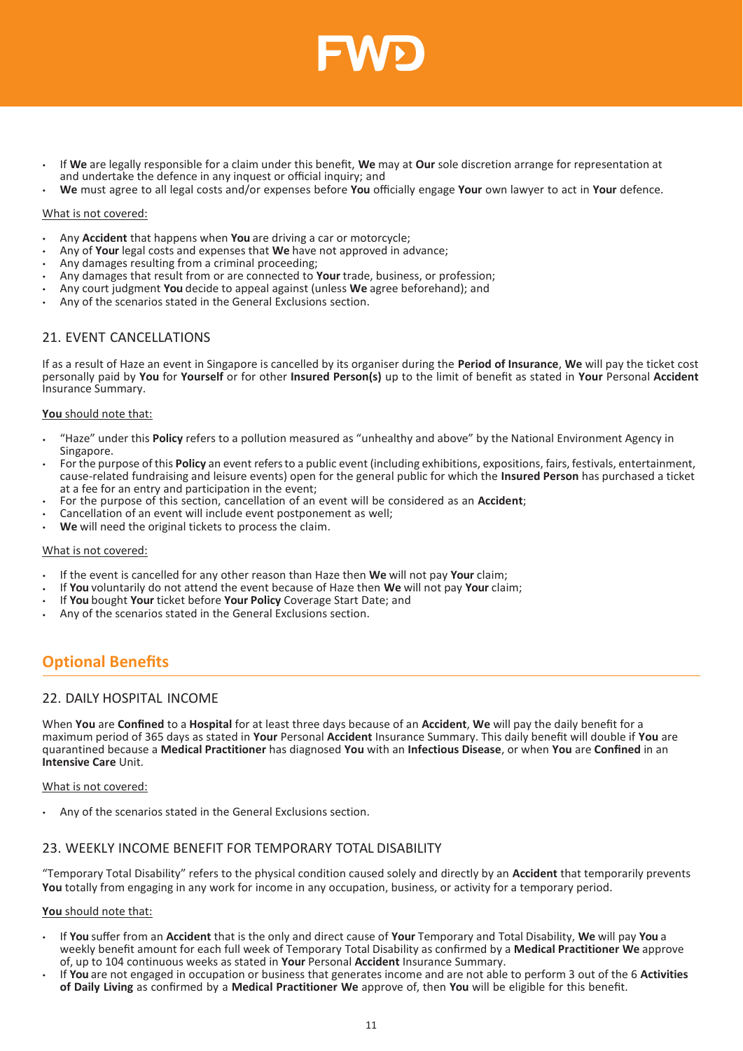- If **We** are legally responsible for a claim under this benefit, **We** may at **Our** sole discretion arrange for representation at and undertake the defence in any inquest or official inquiry; and
- **We** must agree to all legal costs and/or expenses before **You** officially engage **Your** own lawyer to act in **Your** defence.

What is not covered:

- Any **Accident** that happens when **You** are driving a car or motorcycle;
- Any of **Your** legal costs and expenses that **We** have not approved in advance;
- Any damages resulting from a criminal proceeding;
- Any damages that result from or are connected to **Your** trade, business, or profession;
- Any court judgment **You** decide to appeal against (unless **We** agree beforehand); and
- Any of the scenarios stated in the General Exclusions section.

### 21. EVENT CANCELLATIONS

If as a result of Haze an event in Singapore is cancelled by its organiser during the **Period of Insurance**, **We** will pay the ticket cost personally paid by **You** for **Yourself** or for other **Insured Person(s)** up to the limit of benefit as stated in **Your** Personal **Accident** Insurance Summary.

**You** should note that:

- "Haze" under this **Policy** refers to a pollution measured as "unhealthy and above" by the National Environment Agency in Singapore.
- For the purpose of this **Policy** an event refers to a public event (including exhibitions, expositions, fairs, festivals, entertainment, cause-related fundraising and leisure events) open for the general public for which the **Insured Person** has purchased a ticket at a fee for an entry and participation in the event;
- For the purpose of this section, cancellation of an event will be considered as an **Accident**;
- Cancellation of an event will include event postponement as well;
- **We** will need the original tickets to process the claim.

What is not covered:

- If the event is cancelled for any other reason than Haze then **We** will not pay **Your** claim;
- If **You** voluntarily do not attend the event because of Haze then **We** will not pay **Your** claim;
- If **You** bought **Your** ticket before **Your Policy** Coverage Start Date; and
- Any of the scenarios stated in the General Exclusions section.

## Optional Benefits

### 22. DAILY HOSPITAL INCOME

When **You** are **Confined** to a **Hospital** for at least three days because of an **Accident**, **We** will pay the daily benefit for a maximum period of 365 days as stated in **Your** Personal **Accident** Insurance Summary. This daily benefit will double if **You** are quarantined because a **Medical Practitioner** has diagnosed **You** with an **Infectious Disease**, or when **You** are **Confined** in an **Intensive Care** Unit.

What is not covered:

- Any of the scenarios stated in the General Exclusions section.

### 23. WEEKLY INCOME BENEFIT FOR TEMPORARY TOTAL DISABILITY

"Temporary Total Disability" refers to the physical condition caused solely and directly by an **Accident** that temporarily prevents **You** totally from engaging in any work for income in any occupation, business, or activity for a temporary period.

**You** should note that:

- If **You** suffer from an **Accident** that is the only and direct cause of **Your** Temporary and Total Disability, **We** will pay **You** a weekly benefit amount for each full week of Temporary Total Disability as confirmed by a **Medical Practitioner We** approve of, up to 104 continuous weeks as stated in **Your** Personal **Accident** Insurance Summary.
- If **You** are not engaged in occupation or business that generates income and are not able to perform 3 out of the 6 **Activities of Daily Living** as confirmed by a **Medical Practitioner We** approve of, then **You** will be eligible for this benefit.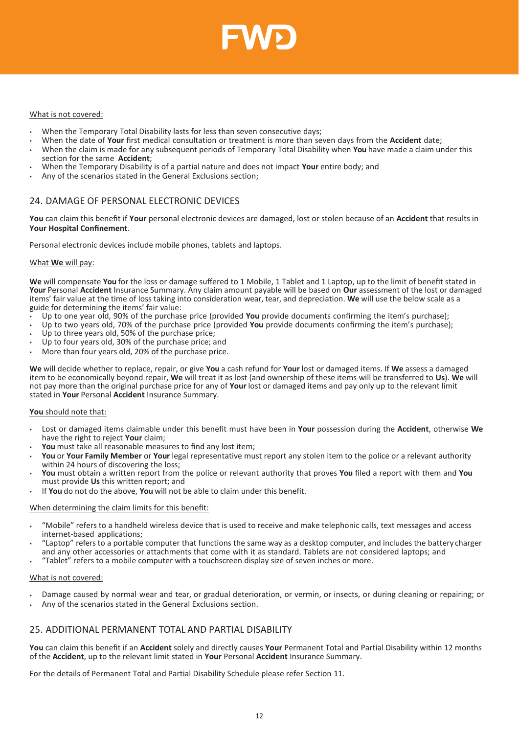What is not covered:

- When the Temporary Total Disability lasts for less than seven consecutive days;
- When the date of **Your** first medical consultation or treatment is more than seven days from the **Accident** date;
- When the claim is made for any subsequent periods of Temporary Total Disability when **You** have made a claim under this section for the same **Accident**;
- When the Temporary Disability is of a partial nature and does not impact **Your** entire body; and
- Any of the scenarios stated in the General Exclusions section;

## 24. DAMAGE OF PERSONAL ELECTRONIC DEVICES

**You** can claim this benefit if **Your** personal electronic devices are damaged, lost or stolen because of an **Accident** that results in **Your Hospital Confinement**.

Personal electronic devices include mobile phones, tablets and laptops.

What **We** will pay:

**We** will compensate **You** for the loss or damage suffered to 1 Mobile, 1 Tablet and 1 Laptop, up to the limit of benefit stated in **Your** Personal **Accident** Insurance Summary. Any claim amount payable will be based on **Our** assessment of the lost or damaged items' fair value at the time of loss taking into consideration wear, tear, and depreciation. **We** will use the below scale as a guide for determining the items' fair value:

- Up to one year old, 90% of the purchase price (provided **You** provide documents confirming the item's purchase);
- Up to two years old, 70% of the purchase price (provided **You** provide documents confirming the item's purchase);
- Up to three years old, 50% of the purchase price;
- Up to four years old, 30% of the purchase price; and
- More than four years old, 20% of the purchase price.

**We** will decide whether to replace, repair, or give **You** a cash refund for **Your** lost or damaged items. If **We** assess a damaged item to be economically beyond repair, **We** will treat it as lost (and ownership of these items will be transferred to **Us**). **We** will not pay more than the original purchase price for any of **Your** lost or damaged items and pay only up to the relevant limit stated in **Your** Personal **Accident** Insurance Summary.

**You** should note that:

- Lost or damaged items claimable under this benefit must have been in **Your** possession during the **Accident**, otherwise **We** have the right to reject **Your** claim;
- **You** must take all reasonable measures to find any lost item;
- **You** or **Your Family Member** or **Your** legal representative must report any stolen item to the police or a relevant authority within 24 hours of discovering the loss;
- **You** must obtain a written report from the police or relevant authority that proves **You** filed a report with them and **You** must provide **Us** this written report; and
- If **You** do not do the above, **You** will not be able to claim under this benefit.

When determining the claim limits for this benefit:

- "Mobile" refers to a handheld wireless device that is used to receive and make telephonic calls, text messages and access internet-based applications;
- "Laptop" refers to a portable computer that functions the same way as a desktop computer, and includes the battery charger and any other accessories or attachments that come with it as standard. Tablets are not considered laptops; and
- "Tablet" refers to a mobile computer with a touchscreen display size of seven inches or more.

What is not covered:

- Damage caused by normal wear and tear, or gradual deterioration, or vermin, or insects, or during cleaning or repairing; or
- Any of the scenarios stated in the General Exclusions section.

## 25. ADDITIONAL PERMANENT TOTAL AND PARTIAL DISABILITY

**You** can claim this benefit if an **Accident** solely and directly causes **Your** Permanent Total and Partial Disability within 12 months of the **Accident**, up to the relevant limit stated in **Your** Personal **Accident** Insurance Summary.

For the details of Permanent Total and Partial Disability Schedule please refer Section 11.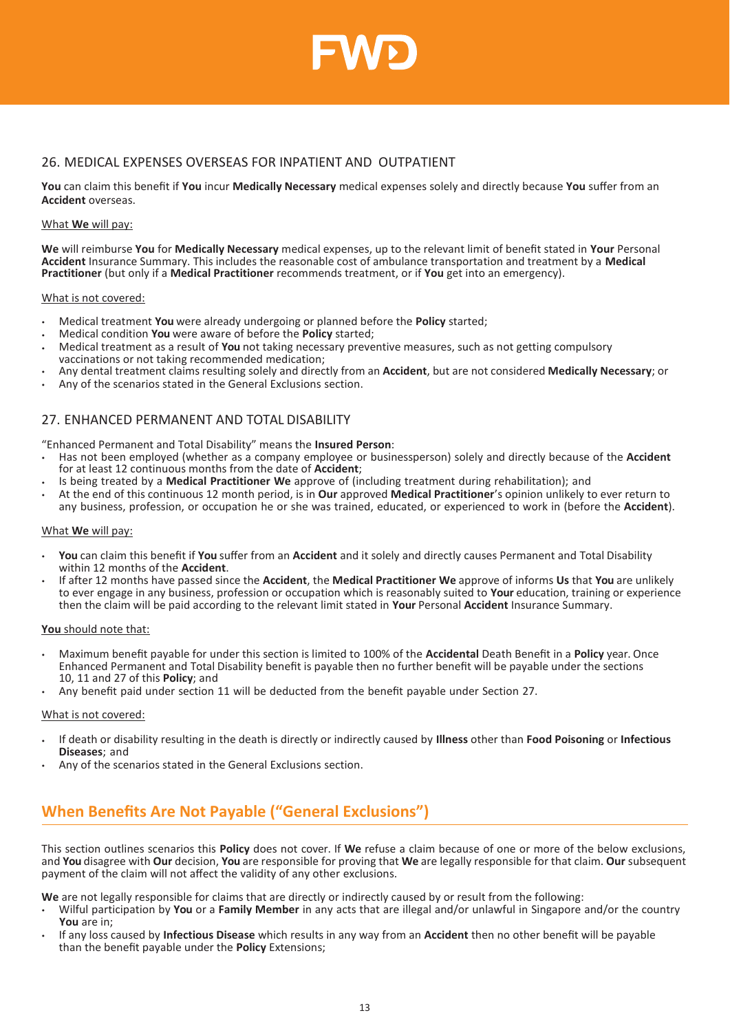## 26. MEDICAL EXPENSES OVERSEAS FOR INPATIENT AND OUTPATIENT

**You** can claim this benefit if **You** incur **Medically Necessary** medical expenses solely and directly because **You** suffer from an **Accident** overseas.

What **We** will pay:

**We** will reimburse **You** for **Medically Necessary** medical expenses, up to the relevant limit of benefit stated in **Your** Personal **Accident** Insurance Summary. This includes the reasonable cost of ambulance transportation and treatment by a **Medical Practitioner** (but only if a **Medical Practitioner** recommends treatment, or if **You** get into an emergency).

What is not covered:

- Medical treatment **You** were already undergoing or planned before the **Policy** started;
- Medical condition **You** were aware of before the **Policy** started;
- Medical treatment as a result of **You** not taking necessary preventive measures, such as not getting compulsory vaccinations or not taking recommended medication;
- Any dental treatment claims resulting solely and directly from an **Accident**, but are not considered **Medically Necessary**; or
- Any of the scenarios stated in the General Exclusions section.

## 27. ENHANCED PERMANENT AND TOTAL DISABILITY

"Enhanced Permanent and Total Disability" means the **Insured Person**:

- Has not been employed (whether as a company employee or businessperson) solely and directly because of the **Accident** for at least 12 continuous months from the date of **Accident**;
- Is being treated by a **Medical Practitioner We** approve of (including treatment during rehabilitation); and
- At the end of this continuous 12 month period, is in **Our** approved **Medical Practitioner**'s opinion unlikely to ever return to any business, profession, or occupation he or she was trained, educated, or experienced to work in (before the **Accident**).

What **We** will pay:

- **You** can claim this benefit if **You** suffer from an **Accident** and it solely and directly causes Permanent and Total Disability within 12 months of the **Accident**.
- If after 12 months have passed since the **Accident**, the **Medical Practitioner We** approve of informs **Us** that **You** are unlikely to ever engage in any business, profession or occupation which is reasonably suited to **Your** education, training or experience then the claim will be paid according to the relevant limit stated in **Your** Personal **Accident** Insurance Summary.

**You** should note that:

- Maximum benefit payable for under this section is limited to 100% of the **Accidental** Death Benefit in a **Policy** year. Once Enhanced Permanent and Total Disability benefit is payable then no further benefit will be payable under the sections 10, 11 and 27 of this **Policy**; and
- Any benefit paid under section 11 will be deducted from the benefit payable under Section 27.

What is not covered:

- If death or disability resulting in the death is directly or indirectly caused by **Illness** other than **Food Poisoning** or **Infectious Diseases**; and
- Any of the scenarios stated in the General Exclusions section.

## When Benefits Are Not Payable ("General Exclusions")

This section outlines scenarios this **Policy** does not cover. If **We** refuse a claim because of one or more of the below exclusions, and **You** disagree with **Our** decision, **You** are responsible for proving that **We** are legally responsible for that claim. **Our** subsequent payment of the claim will not affect the validity of any other exclusions.

**We** are not legally responsible for claims that are directly or indirectly caused by or result from the following:

- Wilful participation by **You** or a **Family Member** in any acts that are illegal and/or unlawful in Singapore and/or the country **You** are in;
- If any loss caused by **Infectious Disease** which results in any way from an **Accident** then no other benefit will be payable than the benefit payable under the **Policy** Extensions;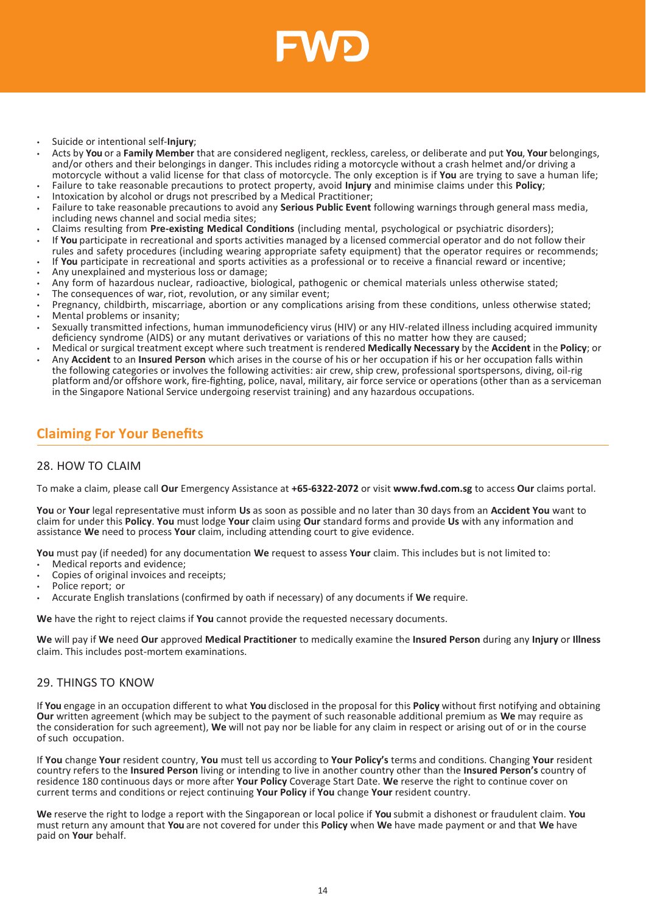- Suicide or intentional self-**Injury**;
- Acts by **You** or a **Family Member** that are considered negligent, reckless, careless, or deliberate and put **You**, **Your** belongings, and/or others and their belongings in danger. This includes riding a motorcycle without a crash helmet and/or driving a motorcycle without a valid license for that class of motorcycle. The only exception is if **You** are trying to save a human life;
- Failure to take reasonable precautions to protect property, avoid **Injury** and minimise claims under this **Policy**;
- Intoxication by alcohol or drugs not prescribed by a Medical Practitioner;
- Failure to take reasonable precautions to avoid any **Serious Public Event** following warnings through general mass media, including news channel and social media sites;
- Claims resulting from **Pre-existing Medical Conditions** (including mental, psychological or psychiatric disorders);
- If **You** participate in recreational and sports activities managed by a licensed commercial operator and do not follow their rules and safety procedures (including wearing appropriate safety equipment) that the operator requires or recommends;
- If **You** participate in recreational and sports activities as a professional or to receive a financial reward or incentive;
- Any unexplained and mysterious loss or damage;
- Any form of hazardous nuclear, radioactive, biological, pathogenic or chemical materials unless otherwise stated;
- The consequences of war, riot, revolution, or any similar event;
- Pregnancy, childbirth, miscarriage, abortion or any complications arising from these conditions, unless otherwise stated;
- Mental problems or insanity;
- Sexually transmitted infections, human immunodeficiency virus (HIV) or any HIV-related illness including acquired immunity deficiency syndrome (AIDS) or any mutant derivatives or variations of this no matter how they are caused;
- Medical or surgical treatment except where such treatment is rendered **Medically Necessary** by the **Accident** in the **Policy**; or
- Any **Accident** to an **Insured Person** which arises in the course of his or her occupation if his or her occupation falls within the following categories or involves the following activities: air crew, ship crew, professional sportspersons, diving, oil-rig platform and/or offshore work, fire-fighting, police, naval, military, air force service or operations (other than as a serviceman in the Singapore National Service undergoing reservist training) and any hazardous occupations.

## Claiming For Your Benefits

### 28. HOW TO CLAIM

To make a claim, please call **Our** Emergency Assistance at **+65-6322-2072** or visit **www.fwd.com.sg** to access **Our** claims portal.

**You** or **Your** legal representative must inform **Us** as soon as possible and no later than 30 days from an **Accident You** want to claim for under this **Policy**. **You** must lodge **Your** claim using **Our** standard forms and provide **Us** with any information and assistance **We** need to process **Your** claim, including attending court to give evidence.

**You** must pay (if needed) for any documentation **We** request to assess **Your** claim. This includes but is not limited to:

- Medical reports and evidence;
- Copies of original invoices and receipts;
- Police report; or
- Accurate English translations (confirmed by oath if necessary) of any documents if **We** require.

**We** have the right to reject claims if **You** cannot provide the requested necessary documents.

**We** will pay if **We** need **Our** approved **Medical Practitioner** to medically examine the **Insured Person** during any **Injury** or **Illness** claim. This includes post-mortem examinations.

### 29. THINGS TO KNOW

If **You** engage in an occupation different to what **You** disclosed in the proposal for this **Policy** without first notifying and obtaining **Our** written agreement (which may be subject to the payment of such reasonable additional premium as **We** may require as the consideration for such agreement), **We** will not pay nor be liable for any claim in respect or arising out of or in the course of such occupation.

If **You** change **Your** resident country, **You** must tell us according to **Your Policy's** terms and conditions. Changing **Your** resident country refers to the **Insured Person** living or intending to live in another country other than the **Insured Person's** country of residence 180 continuous days or more after **Your Policy** Coverage Start Date. **We** reserve the right to continue cover on current terms and conditions or reject continuing **Your Policy** if **You** change **Your** resident country.

**We** reserve the right to lodge a report with the Singaporean or local police if **You** submit a dishonest or fraudulent claim. **You** must return any amount that **You** are not covered for under this **Policy** when **We** have made payment or and that **We** have paid on **Your** behalf.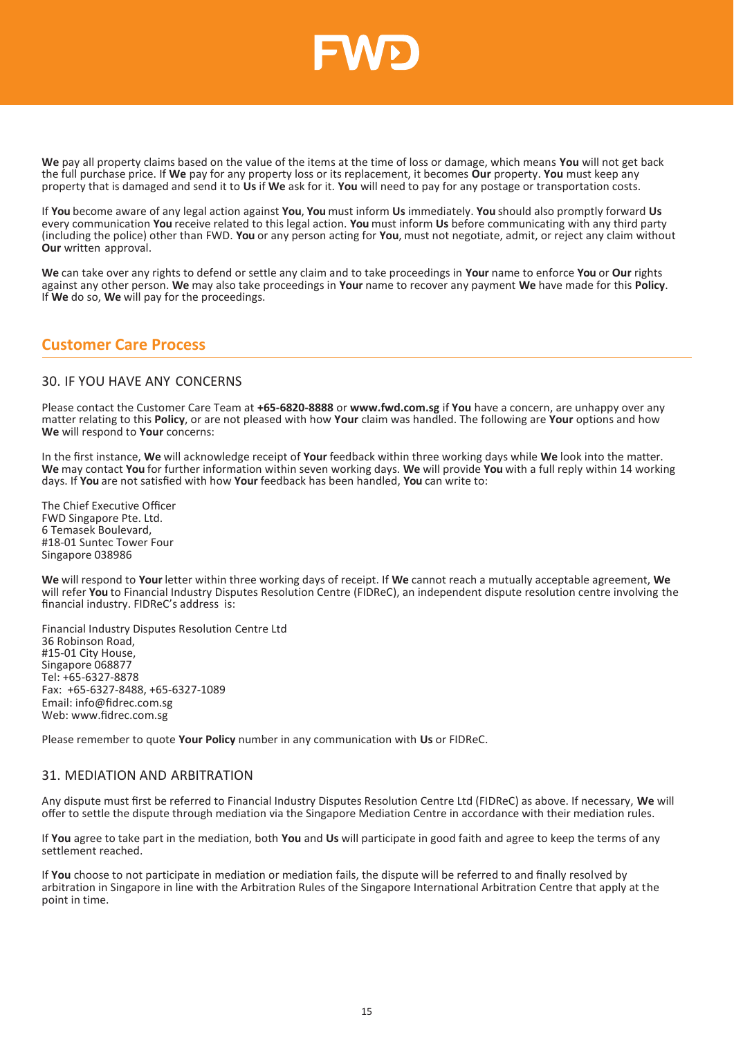**We** pay all property claims based on the value of the items at the time of loss or damage, which means **You** will not get back the full purchase price. If **We** pay for any property loss or its replacement, it becomes **Our** property. **You** must keep any property that is damaged and send it to **Us** if **We** ask for it. **You** will need to pay for any postage or transportation costs.

If **You** become aware of any legal action against **You**, **You** must inform **Us** immediately. **You** should also promptly forward **Us** every communication **You** receive related to this legal action. **You** must inform **Us** before communicating with any third party (including the police) other than FWD. **You** or any person acting for **You**, must not negotiate, admit, or reject any claim without **Our** written approval.

**We** can take over any rights to defend or settle any claim and to take proceedings in **Your** name to enforce **You** or **Our** rights against any other person. **We** may also take proceedings in **Your** name to recover any payment **We** have made for this **Policy**. If **We** do so, **We** will pay for the proceedings.

## Customer Care Process

### 30. IF YOU HAVE ANY CONCERNS

Please contact the Customer Care Team at **+65-6820-8888** or **www.fwd.com.sg** if **You** have a concern, are unhappy over any matter relating to this **Policy**, or are not pleased with how **Your** claim was handled. The following are **Your** options and how **We** will respond to **Your** concerns:

In the first instance, **We** will acknowledge receipt of **Your** feedback within three working days while **We** look into the matter. **We** may contact **You** for further information within seven working days. **We** will provide **You** with a full reply within 14 working days. If **You** are not satisfied with how **Your** feedback has been handled, **You** can write to:

The Chief Executive Officer
FWD Singapore Pte. Ltd.
6 Temasek Boulevard,
#18-01 Suntec Tower Four
Singapore 038986

**We** will respond to **Your** letter within three working days of receipt. If **We** cannot reach a mutually acceptable agreement, **We** will refer **You** to Financial Industry Disputes Resolution Centre (FIDReC), an independent dispute resolution centre involving the financial industry. FIDReC's address is:

Financial Industry Disputes Resolution Centre Ltd
36 Robinson Road,
#15-01 City House,
Singapore 068877
Tel: +65-6327-8878
Fax: +65-6327-8488, +65-6327-1089
Email: info@fidrec.com.sg
Web: www.fidrec.com.sg

Please remember to quote **Your Policy** number in any communication with **Us** or FIDReC.

### 31. MEDIATION AND ARBITRATION

Any dispute must first be referred to Financial Industry Disputes Resolution Centre Ltd (FIDReC) as above. If necessary, **We** will offer to settle the dispute through mediation via the Singapore Mediation Centre in accordance with their mediation rules.

If **You** agree to take part in the mediation, both **You** and **Us** will participate in good faith and agree to keep the terms of any settlement reached.

If **You** choose to not participate in mediation or mediation fails, the dispute will be referred to and finally resolved by arbitration in Singapore in line with the Arbitration Rules of the Singapore International Arbitration Centre that apply at the point in time.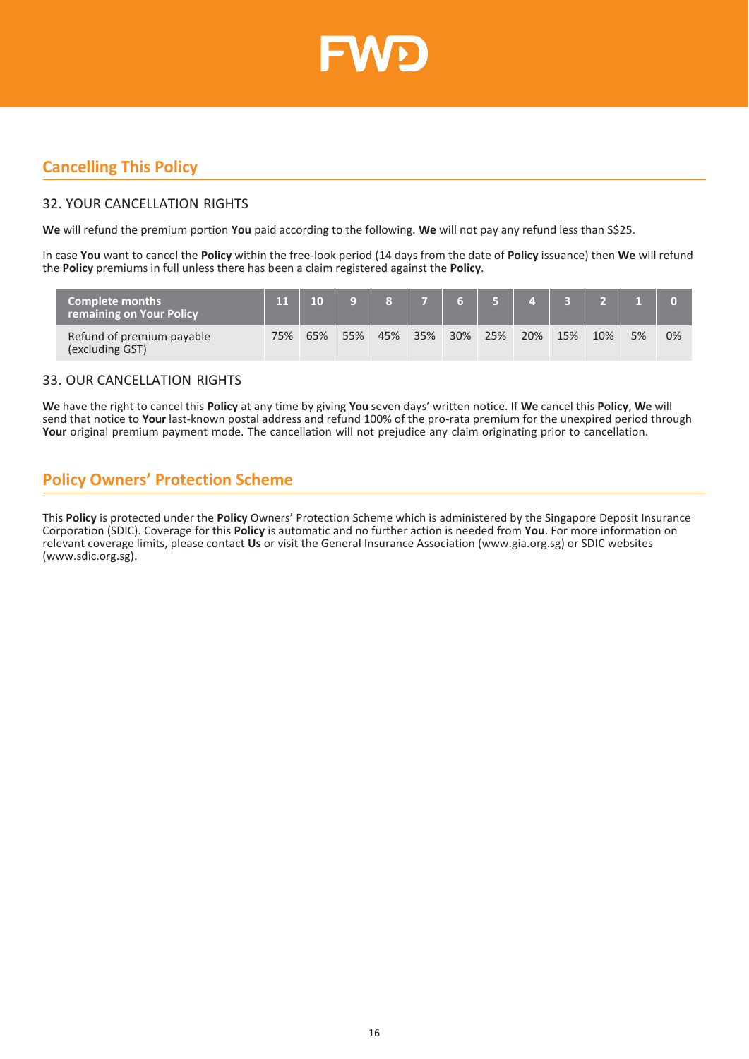## Cancelling This Policy

### 32. YOUR CANCELLATION RIGHTS

**We** will refund the premium portion **You** paid according to the following. **We** will not pay any refund less than S$25.

In case **You** want to cancel the **Policy** within the free-look period (14 days from the date of **Policy** issuance) then **We** will refund the **Policy** premiums in full unless there has been a claim registered against the **Policy**.

| Complete months remaining on Your Policy | 11 | 10 | 9 | 8 | 7 | 6 | 5 | 4 | 3 | 2 | 1 | 0 |
|---|---|---|---|---|---|---|---|---|---|---|---|---|
| Refund of premium payable (excluding GST) | 75% | 65% | 55% | 45% | 35% | 30% | 25% | 20% | 15% | 10% | 5% | 0% |

### 33. OUR CANCELLATION RIGHTS

**We** have the right to cancel this **Policy** at any time by giving **You** seven days' written notice. If **We** cancel this **Policy**, **We** will send that notice to **Your** last-known postal address and refund 100% of the pro-rata premium for the unexpired period through **Your** original premium payment mode. The cancellation will not prejudice any claim originating prior to cancellation.

## Policy Owners' Protection Scheme

This **Policy** is protected under the **Policy** Owners' Protection Scheme which is administered by the Singapore Deposit Insurance Corporation (SDIC). Coverage for this **Policy** is automatic and no further action is needed from **You**. For more information on relevant coverage limits, please contact **Us** or visit the General Insurance Association (www.gia.org.sg) or SDIC websites (www.sdic.org.sg).